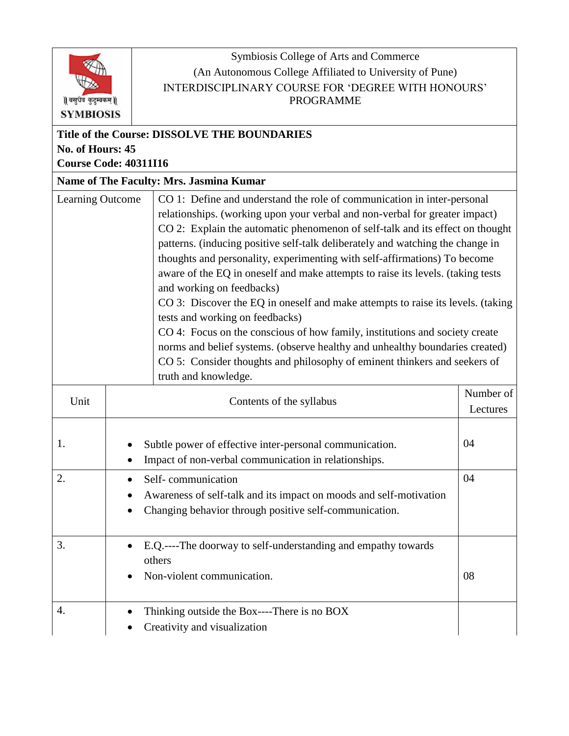| | Symbiosis College of Arts and Commerce<br>(An Autonomous College Affiliated to University of Pune)<br>INTERDISCIPLINARY COURSE FOR 'DEGREE WITH HONOURS' PROGRAMME |
|---|---|

**Title of the Course: DISSOLVE THE BOUNDARIES**
**No. of Hours: 45**
**Course Code: 40311I16**

**Name of The Faculty: Mrs. Jasmina Kumar**

| Learning Outcome | |
|---|---|
| | CO 1: Define and understand the role of communication in inter-personal relationships. (working upon your verbal and non-verbal for greater impact)<br>CO 2: Explain the automatic phenomenon of self-talk and its effect on thought patterns. (inducing positive self-talk deliberately and watching the change in thoughts and personality, experimenting with self-affirmations) To become aware of the EQ in oneself and make attempts to raise its levels. (taking tests and working on feedbacks)<br>CO 3: Discover the EQ in oneself and make attempts to raise its levels. (taking tests and working on feedbacks)<br>CO 4: Focus on the conscious of how family, institutions and society create norms and belief systems. (observe healthy and unhealthy boundaries created)<br>CO 5: Consider thoughts and philosophy of eminent thinkers and seekers of truth and knowledge. |

| Unit | Contents of the syllabus | Number of Lectures |
|---|---|---|
| 1. | • Subtle power of effective inter-personal communication.<br>• Impact of non-verbal communication in relationships. | 04 |
| 2. | • Self- communication<br>• Awareness of self-talk and its impact on moods and self-motivation<br>• Changing behavior through positive self-communication. | 04 |
| 3. | • E.Q.----The doorway to self-understanding and empathy towards others<br>• Non-violent communication. | 08 |
| 4. | • Thinking outside the Box----There is no BOX<br>• Creativity and visualization | |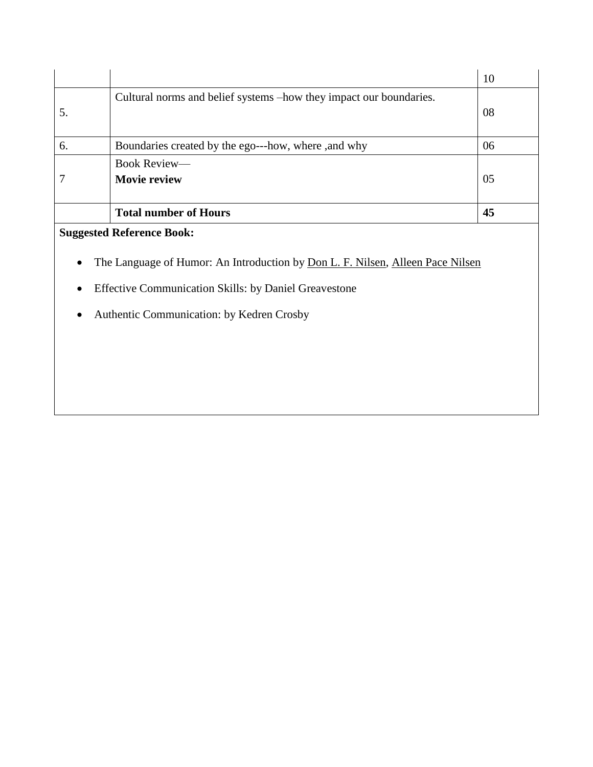| | | |
|---|---|---|
| | | 10 |
| 5. | Cultural norms and belief systems –how they impact our boundaries. | 08 |
| 6. | Boundaries created by the ego---how, where ,and why | 06 |
| 7 | Book Review—<br>**Movie review** | 05 |
| | **Total number of Hours** | **45** |

**Suggested Reference Book:**

- The Language of Humor: An Introduction by Don L. F. Nilsen, Alleen Pace Nilsen
- Effective Communication Skills: by Daniel Greavestone
- Authentic Communication: by Kedren Crosby